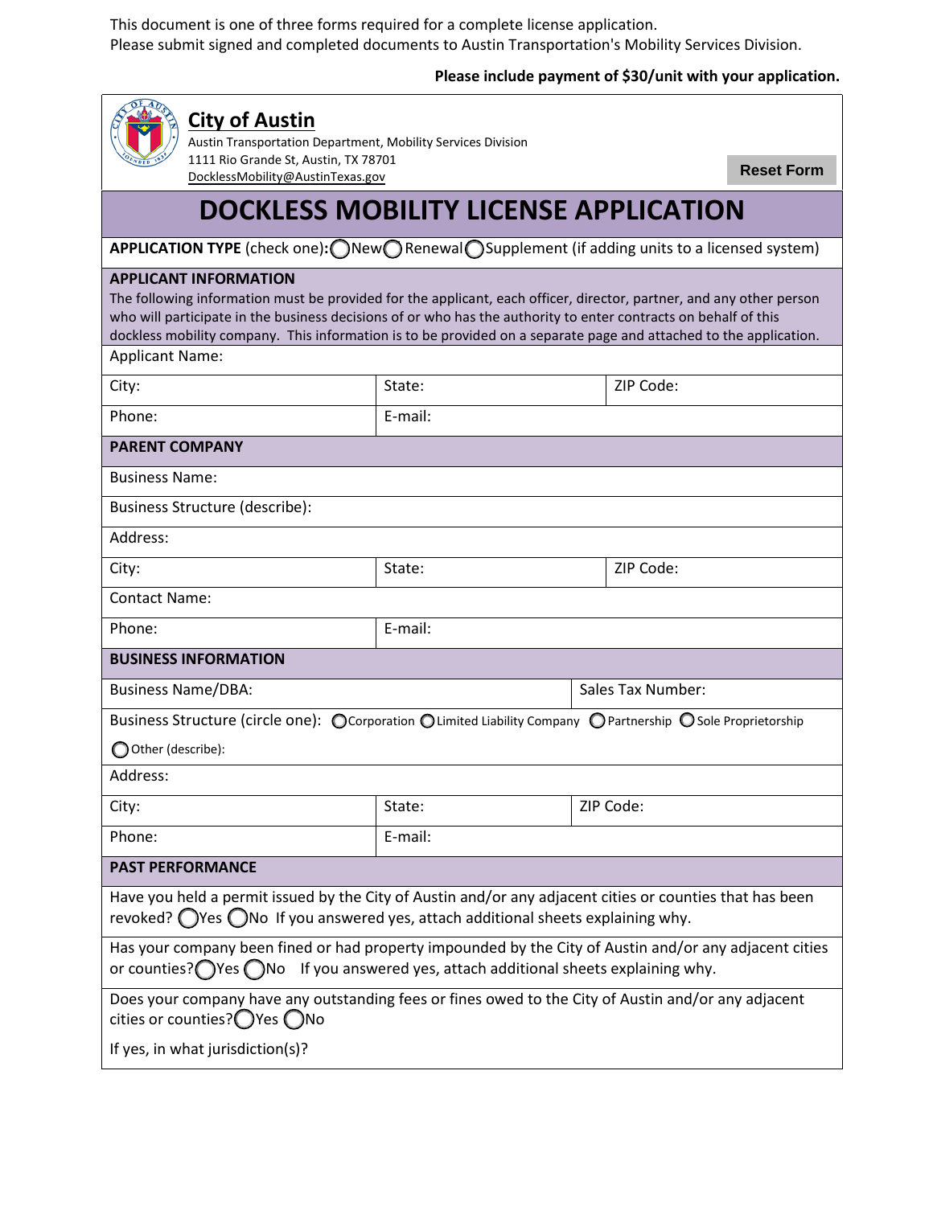This document is one of three forms required for a complete license application.
Please submit signed and completed documents to Austin Transportation's Mobility Services Division.

**Please include payment of $30/unit with your application.**

**City of Austin**
Austin Transportation Department, Mobility Services Division
1111 Rio Grande St, Austin, TX 78701
DocklessMobility@AustinTexas.gov

Reset Form

# DOCKLESS MOBILITY LICENSE APPLICATION

**APPLICATION TYPE** (check one)**:** ◯ New ◯ Renewal ◯ Supplement (if adding units to a licensed system)

## APPLICANT INFORMATION

The following information must be provided for the applicant, each officer, director, partner, and any other person who will participate in the business decisions of or who has the authority to enter contracts on behalf of this dockless mobility company. This information is to be provided on a separate page and attached to the application.

| Applicant Name: | | |
|---|---|---|
| City: | State: | ZIP Code: |
| Phone: | E-mail: | |

## PARENT COMPANY

| Business Name: | | |
|---|---|---|
| Business Structure (describe): | | |
| Address: | | |
| City: | State: | ZIP Code: |
| Contact Name: | | |
| Phone: | E-mail: | |

## BUSINESS INFORMATION

| Business Name/DBA: | | Sales Tax Number: |
|---|---|---|
| Business Structure (circle one): ◯ Corporation ◯ Limited Liability Company ◯ Partnership ◯ Sole Proprietorship ◯ Other (describe): | | |
| Address: | | |
| City: | State: | ZIP Code: |
| Phone: | E-mail: | |

## PAST PERFORMANCE

Have you held a permit issued by the City of Austin and/or any adjacent cities or counties that has been revoked? ◯ Yes ◯ No If you answered yes, attach additional sheets explaining why.

Has your company been fined or had property impounded by the City of Austin and/or any adjacent cities or counties? ◯ Yes ◯ No If you answered yes, attach additional sheets explaining why.

Does your company have any outstanding fees or fines owed to the City of Austin and/or any adjacent cities or counties? ◯ Yes ◯ No

If yes, in what jurisdiction(s)?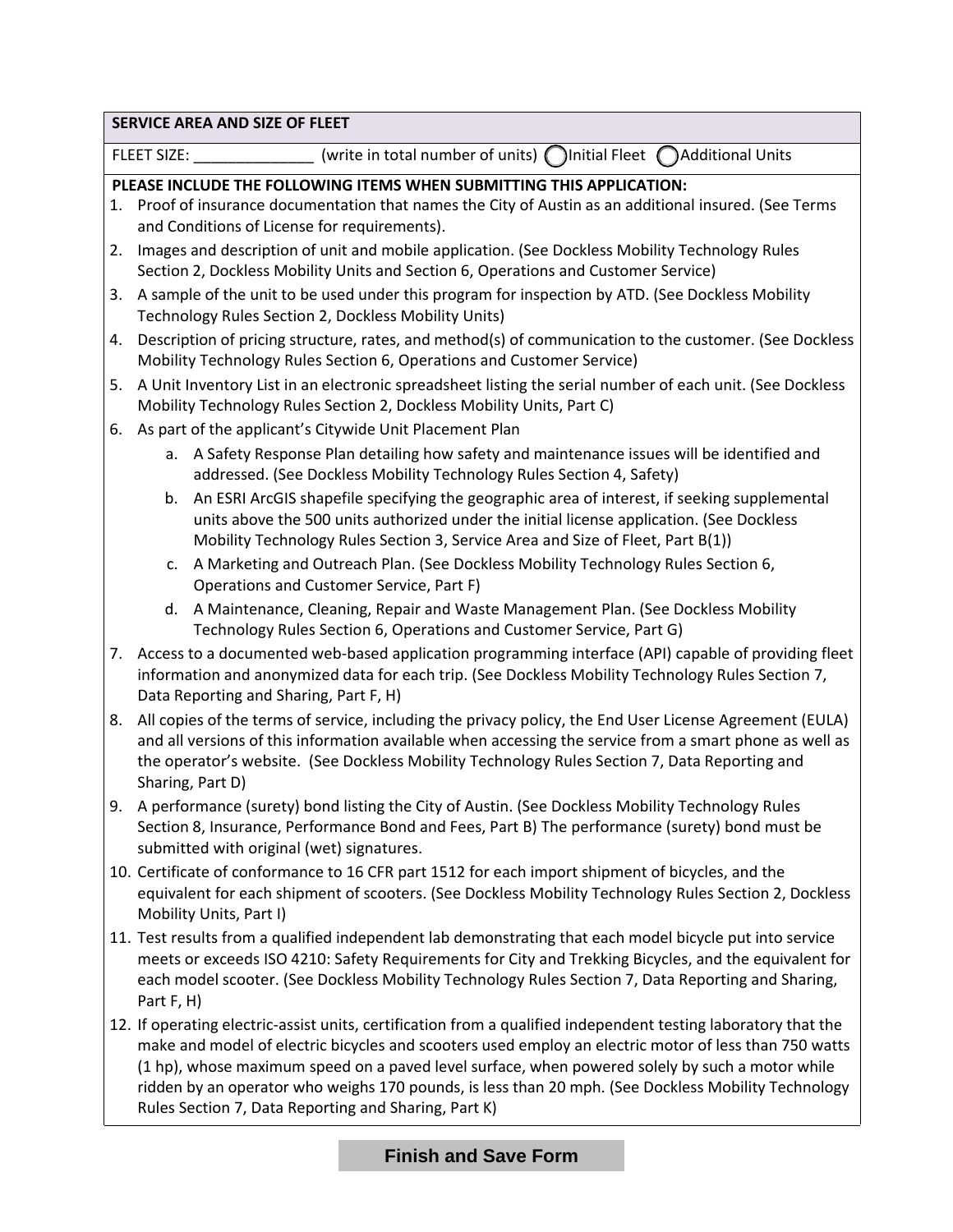## SERVICE AREA AND SIZE OF FLEET

FLEET SIZE: ______________ (write in total number of units) ◯ Initial Fleet ◯ Additional Units

**PLEASE INCLUDE THE FOLLOWING ITEMS WHEN SUBMITTING THIS APPLICATION:**

1. Proof of insurance documentation that names the City of Austin as an additional insured. (See Terms and Conditions of License for requirements).
2. Images and description of unit and mobile application. (See Dockless Mobility Technology Rules Section 2, Dockless Mobility Units and Section 6, Operations and Customer Service)
3. A sample of the unit to be used under this program for inspection by ATD. (See Dockless Mobility Technology Rules Section 2, Dockless Mobility Units)
4. Description of pricing structure, rates, and method(s) of communication to the customer. (See Dockless Mobility Technology Rules Section 6, Operations and Customer Service)
5. A Unit Inventory List in an electronic spreadsheet listing the serial number of each unit. (See Dockless Mobility Technology Rules Section 2, Dockless Mobility Units, Part C)
6. As part of the applicant's Citywide Unit Placement Plan
    a. A Safety Response Plan detailing how safety and maintenance issues will be identified and addressed. (See Dockless Mobility Technology Rules Section 4, Safety)
    b. An ESRI ArcGIS shapefile specifying the geographic area of interest, if seeking supplemental units above the 500 units authorized under the initial license application. (See Dockless Mobility Technology Rules Section 3, Service Area and Size of Fleet, Part B(1))
    c. A Marketing and Outreach Plan. (See Dockless Mobility Technology Rules Section 6, Operations and Customer Service, Part F)
    d. A Maintenance, Cleaning, Repair and Waste Management Plan. (See Dockless Mobility Technology Rules Section 6, Operations and Customer Service, Part G)
7. Access to a documented web-based application programming interface (API) capable of providing fleet information and anonymized data for each trip. (See Dockless Mobility Technology Rules Section 7, Data Reporting and Sharing, Part F, H)
8. All copies of the terms of service, including the privacy policy, the End User License Agreement (EULA) and all versions of this information available when accessing the service from a smart phone as well as the operator's website. (See Dockless Mobility Technology Rules Section 7, Data Reporting and Sharing, Part D)
9. A performance (surety) bond listing the City of Austin. (See Dockless Mobility Technology Rules Section 8, Insurance, Performance Bond and Fees, Part B) The performance (surety) bond must be submitted with original (wet) signatures.
10. Certificate of conformance to 16 CFR part 1512 for each import shipment of bicycles, and the equivalent for each shipment of scooters. (See Dockless Mobility Technology Rules Section 2, Dockless Mobility Units, Part I)
11. Test results from a qualified independent lab demonstrating that each model bicycle put into service meets or exceeds ISO 4210: Safety Requirements for City and Trekking Bicycles, and the equivalent for each model scooter. (See Dockless Mobility Technology Rules Section 7, Data Reporting and Sharing, Part F, H)
12. If operating electric-assist units, certification from a qualified independent testing laboratory that the make and model of electric bicycles and scooters used employ an electric motor of less than 750 watts (1 hp), whose maximum speed on a paved level surface, when powered solely by such a motor while ridden by an operator who weighs 170 pounds, is less than 20 mph. (See Dockless Mobility Technology Rules Section 7, Data Reporting and Sharing, Part K)

**Finish and Save Form**